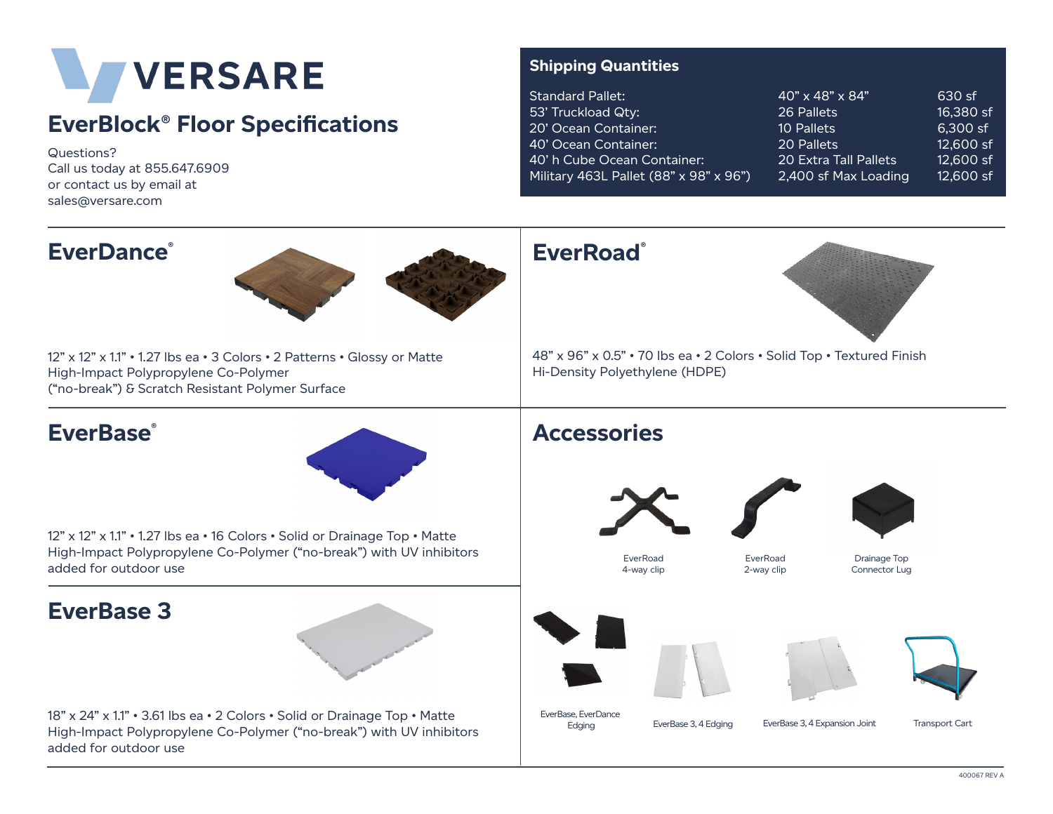# VERSARE

## EverBlock® Floor Specifications

Questions?
Call us today at 855.647.6909
or contact us by email at
sales@versare.com

### Shipping Quantities

| | | |
|---|---|---|
| Standard Pallet: | 40" x 48" x 84" | 630 sf |
| 53' Truckload Qty: | 26 Pallets | 16,380 sf |
| 20' Ocean Container: | 10 Pallets | 6,300 sf |
| 40' Ocean Container: | 20 Pallets | 12,600 sf |
| 40' h Cube Ocean Container: | 20 Extra Tall Pallets | 12,600 sf |
| Military 463L Pallet (88" x 98" x 96") | 2,400 sf Max Loading | 12,600 sf |

## EverDance®

12" x 12" x 1.1" • 1.27 lbs ea • 3 Colors • 2 Patterns • Glossy or Matte
High-Impact Polypropylene Co-Polymer
("no-break") & Scratch Resistant Polymer Surface

## EverRoad®

48" x 96" x 0.5" • 70 lbs ea • 2 Colors • Solid Top • Textured Finish
Hi-Density Polyethylene (HDPE)

## EverBase®

12" x 12" x 1.1" • 1.27 lbs ea • 16 Colors • Solid or Drainage Top • Matte
High-Impact Polypropylene Co-Polymer ("no-break") with UV inhibitors added for outdoor use

## EverBase 3

18" x 24" x 1.1" • 3.61 lbs ea • 2 Colors • Solid or Drainage Top • Matte
High-Impact Polypropylene Co-Polymer ("no-break") with UV inhibitors added for outdoor use

## Accessories

- EverRoad 4-way clip
- EverRoad 2-way clip
- Drainage Top Connector Lug
- EverBase, EverDance Edging
- EverBase 3, 4 Edging
- EverBase 3, 4 Expansion Joint
- Transport Cart

400067 REV A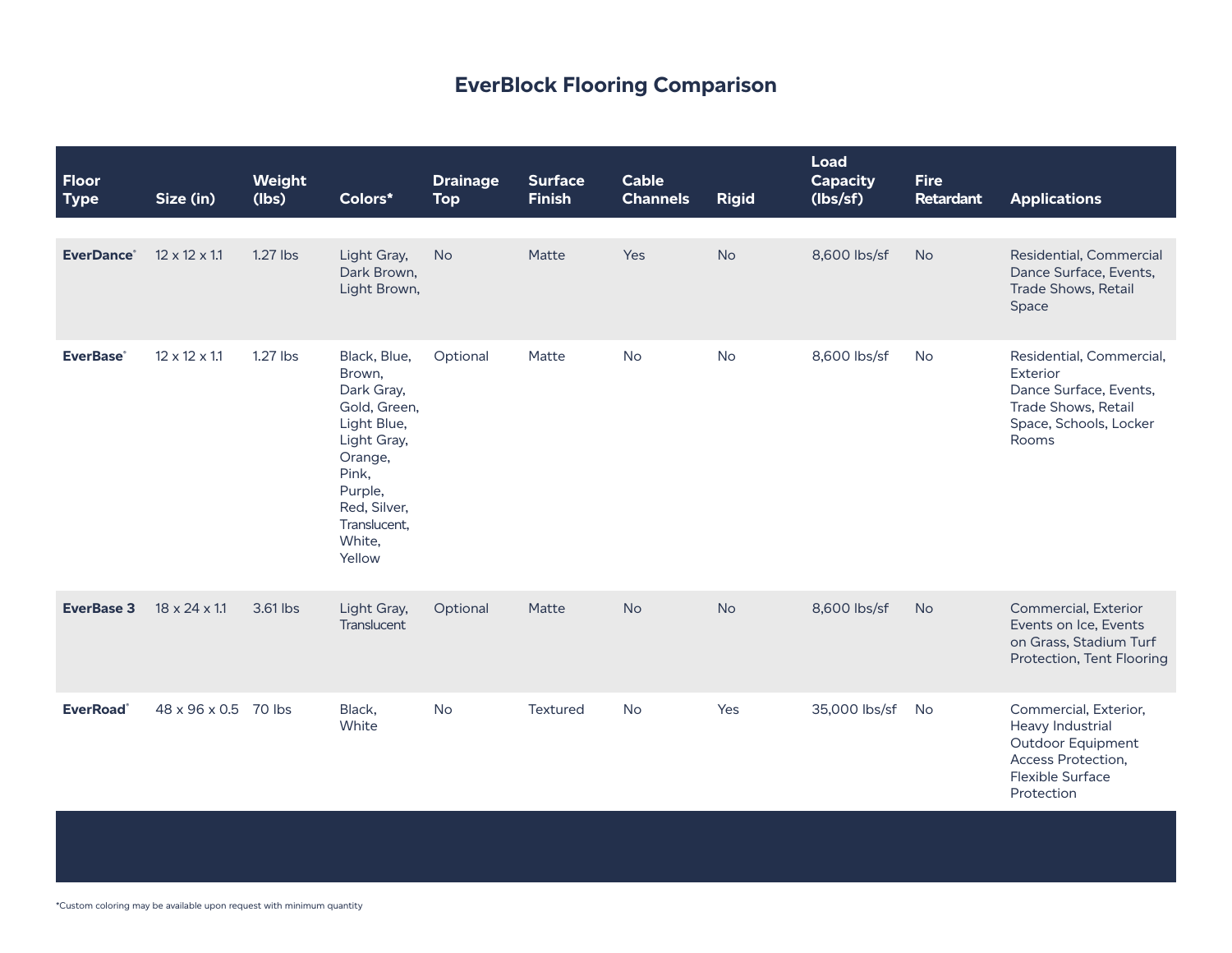# EverBlock Flooring Comparison

| Floor Type | Size (in) | Weight (lbs) | Colors* | Drainage Top | Surface Finish | Cable Channels | Rigid | Load Capacity (lbs/sf) | Fire Retardant | Applications |
|---|---|---|---|---|---|---|---|---|---|---|
| **EverDance®** | 12 x 12 x 1.1 | 1.27 lbs | Light Gray, Dark Brown, Light Brown, | No | Matte | Yes | No | 8,600 lbs/sf | No | Residential, Commercial Dance Surface, Events, Trade Shows, Retail Space |
| **EverBase®** | 12 x 12 x 1.1 | 1.27 lbs | Black, Blue, Brown, Dark Gray, Gold, Green, Light Blue, Light Gray, Orange, Pink, Purple, Red, Silver, Translucent, White, Yellow | Optional | Matte | No | No | 8,600 lbs/sf | No | Residential, Commercial, Exterior Dance Surface, Events, Trade Shows, Retail Space, Schools, Locker Rooms |
| **EverBase 3** | 18 x 24 x 1.1 | 3.61 lbs | Light Gray, Translucent | Optional | Matte | No | No | 8,600 lbs/sf | No | Commercial, Exterior Events on Ice, Events on Grass, Stadium Turf Protection, Tent Flooring |
| **EverRoad®** | 48 x 96 x 0.5 | 70 lbs | Black, White | No | Textured | No | Yes | 35,000 lbs/sf | No | Commercial, Exterior, Heavy Industrial Outdoor Equipment Access Protection, Flexible Surface Protection |

*Custom coloring may be available upon request with minimum quantity